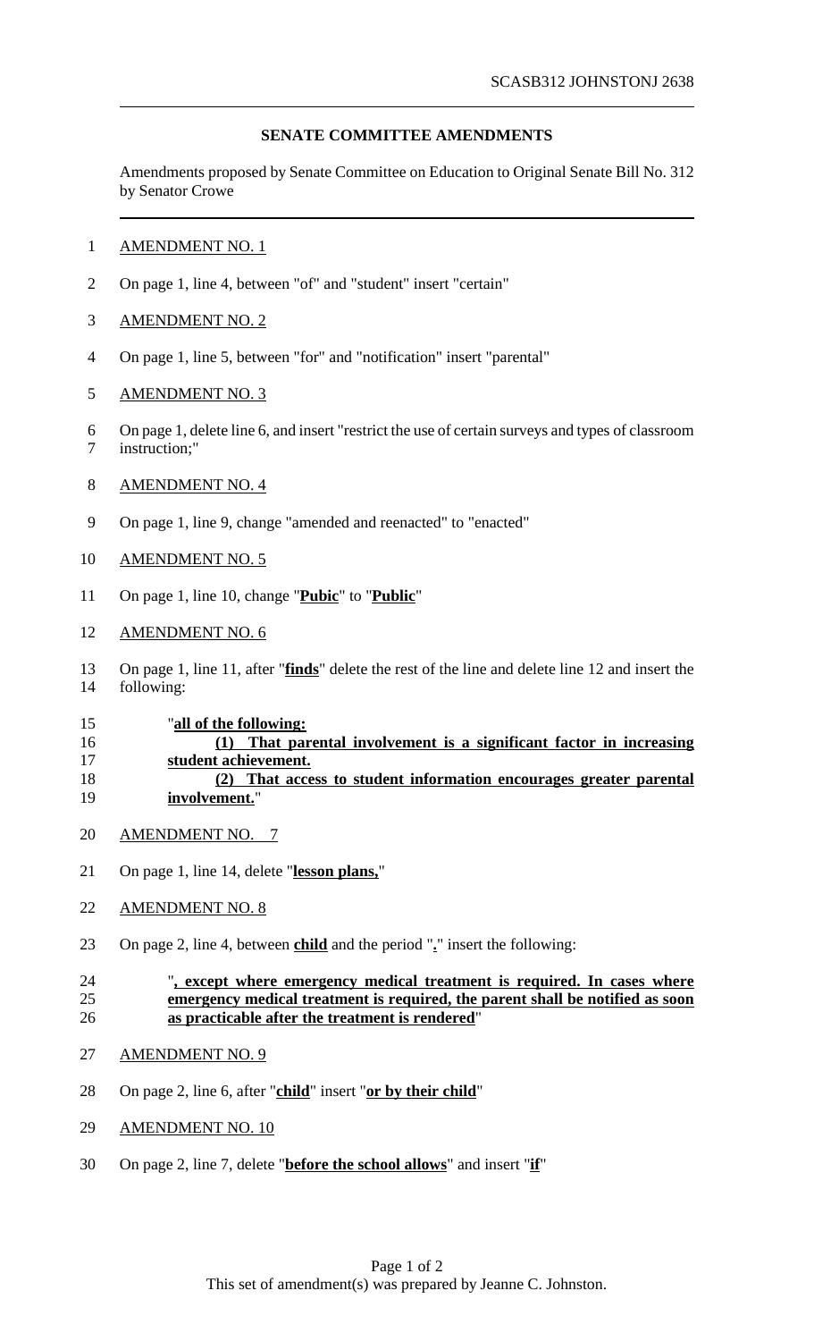SCASB312 JOHNSTONJ 2638

## SENATE COMMITTEE AMENDMENTS

Amendments proposed by Senate Committee on Education to Original Senate Bill No. 312 by Senator Crowe

AMENDMENT NO. 1

On page 1, line 4, between "of" and "student" insert "certain"

AMENDMENT NO. 2

On page 1, line 5, between "for" and "notification" insert "parental"

AMENDMENT NO. 3

On page 1, delete line 6, and insert "restrict the use of certain surveys and types of classroom instruction;"

AMENDMENT NO. 4

On page 1, line 9, change "amended and reenacted" to "enacted"

AMENDMENT NO. 5

On page 1, line 10, change "**Pubic**" to "**Public**"

AMENDMENT NO. 6

On page 1, line 11, after "**finds**" delete the rest of the line and delete line 12 and insert the following:

> "**all of the following:**
>
> **(1) That parental involvement is a significant factor in increasing student achievement.**
>
> **(2) That access to student information encourages greater parental involvement.**"

AMENDMENT NO. 7

On page 1, line 14, delete "**lesson plans,**"

AMENDMENT NO. 8

On page 2, line 4, between **child** and the period "**.**" insert the following:

> "**, except where emergency medical treatment is required. In cases where emergency medical treatment is required, the parent shall be notified as soon as practicable after the treatment is rendered**"

AMENDMENT NO. 9

On page 2, line 6, after "**child**" insert "**or by their child**"

AMENDMENT NO. 10

On page 2, line 7, delete "**before the school allows**" and insert "**if**"

This set of amendment(s) was prepared by Jeanne C. Johnston.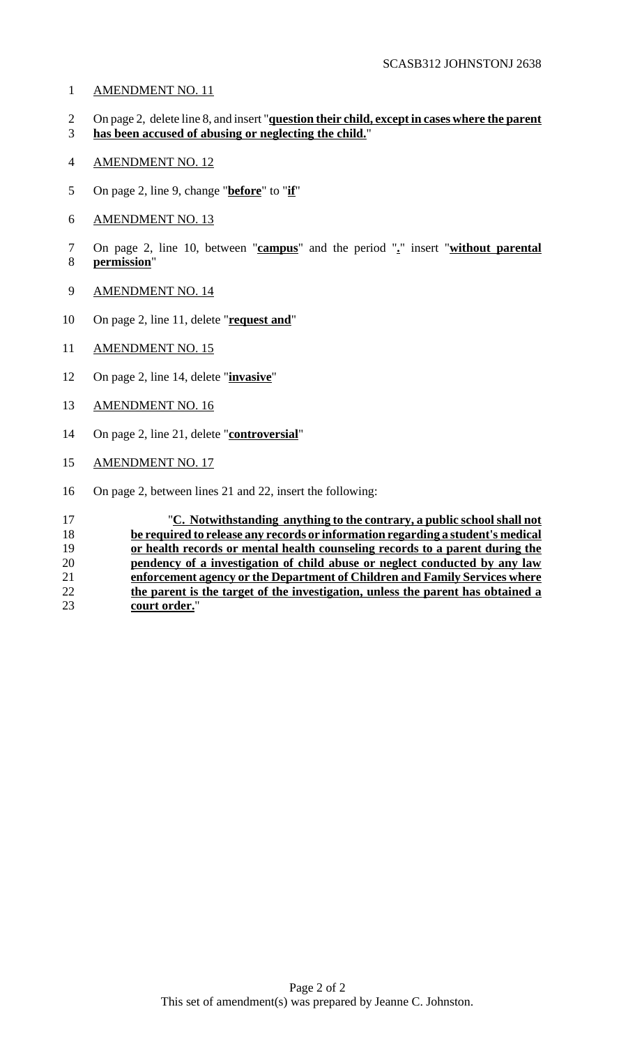AMENDMENT NO. 11

On page 2, delete line 8, and insert "**question their child, except in cases where the parent has been accused of abusing or neglecting the child.**"

AMENDMENT NO. 12

On page 2, line 9, change "**before**" to "**if**"

AMENDMENT NO. 13

On page 2, line 10, between "**campus**" and the period "**.**" insert "**without parental permission**"

AMENDMENT NO. 14

On page 2, line 11, delete "**request and**"

AMENDMENT NO. 15

On page 2, line 14, delete "**invasive**"

AMENDMENT NO. 16

On page 2, line 21, delete "**controversial**"

AMENDMENT NO. 17

On page 2, between lines 21 and 22, insert the following:

> "**C. Notwithstanding anything to the contrary, a public school shall not be required to release any records or information regarding a student's medical or health records or mental health counseling records to a parent during the pendency of a investigation of child abuse or neglect conducted by any law enforcement agency or the Department of Children and Family Services where the parent is the target of the investigation, unless the parent has obtained a court order.**"

This set of amendment(s) was prepared by Jeanne C. Johnston.